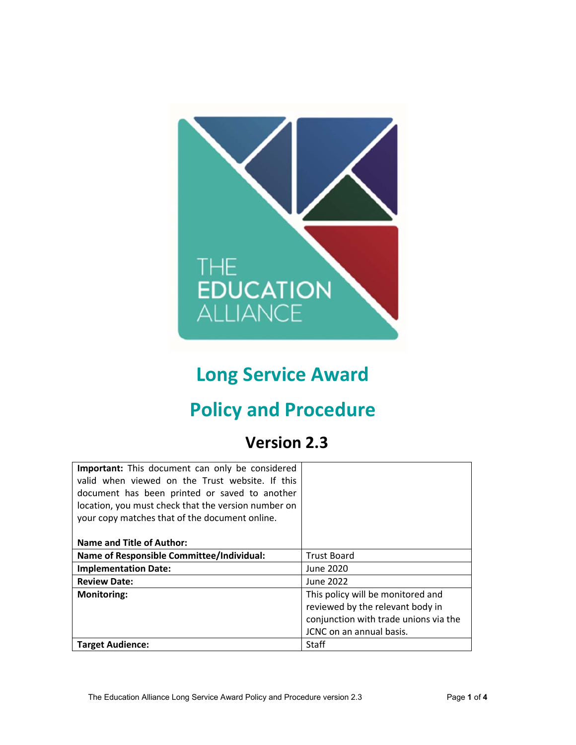THE EDUCATION ALLIANCE

# Long Service Award

# Policy and Procedure

## Version 2.3

| | |
|---|---|
| **Important:** This document can only be considered valid when viewed on the Trust website. If this document has been printed or saved to another location, you must check that the version number on your copy matches that of the document online.<br><br>**Name and Title of Author:** | |
| **Name of Responsible Committee/Individual:** | Trust Board |
| **Implementation Date:** | June 2020 |
| **Review Date:** | June 2022 |
| **Monitoring:** | This policy will be monitored and reviewed by the relevant body in conjunction with trade unions via the JCNC on an annual basis. |
| **Target Audience:** | Staff |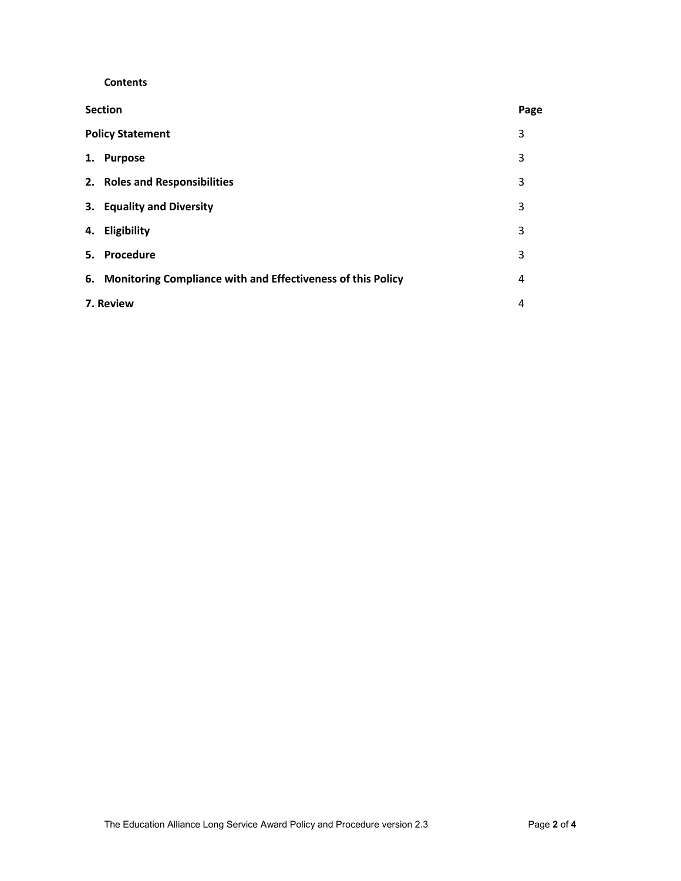**Contents**

| **Section** | **Page** |
|---|---|
| **Policy Statement** | 3 |
| **1. Purpose** | 3 |
| **2. Roles and Responsibilities** | 3 |
| **3. Equality and Diversity** | 3 |
| **4. Eligibility** | 3 |
| **5. Procedure** | 3 |
| **6. Monitoring Compliance with and Effectiveness of this Policy** | 4 |
| **7. Review** | 4 |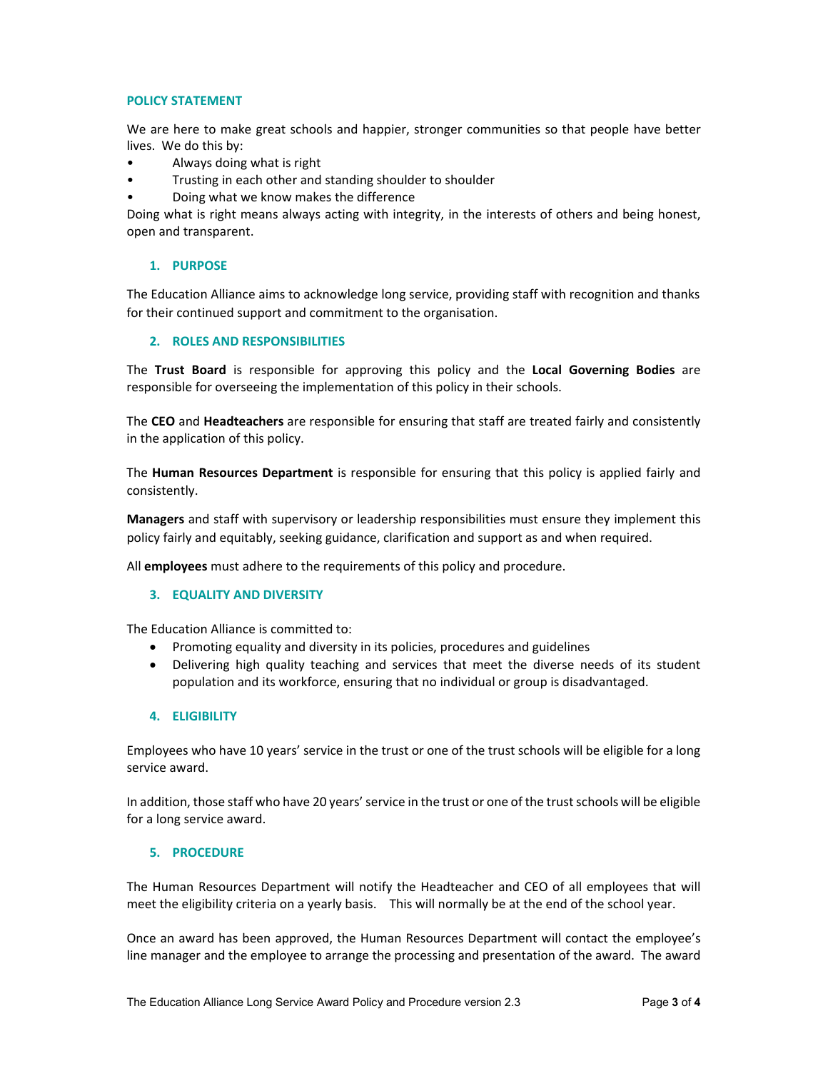## POLICY STATEMENT

We are here to make great schools and happier, stronger communities so that people have better lives. We do this by:

- Always doing what is right
- Trusting in each other and standing shoulder to shoulder
- Doing what we know makes the difference

Doing what is right means always acting with integrity, in the interests of others and being honest, open and transparent.

## 1. PURPOSE

The Education Alliance aims to acknowledge long service, providing staff with recognition and thanks for their continued support and commitment to the organisation.

## 2. ROLES AND RESPONSIBILITIES

The **Trust Board** is responsible for approving this policy and the **Local Governing Bodies** are responsible for overseeing the implementation of this policy in their schools.

The **CEO** and **Headteachers** are responsible for ensuring that staff are treated fairly and consistently in the application of this policy.

The **Human Resources Department** is responsible for ensuring that this policy is applied fairly and consistently.

**Managers** and staff with supervisory or leadership responsibilities must ensure they implement this policy fairly and equitably, seeking guidance, clarification and support as and when required.

All **employees** must adhere to the requirements of this policy and procedure.

## 3. EQUALITY AND DIVERSITY

The Education Alliance is committed to:

- Promoting equality and diversity in its policies, procedures and guidelines
- Delivering high quality teaching and services that meet the diverse needs of its student population and its workforce, ensuring that no individual or group is disadvantaged.

## 4. ELIGIBILITY

Employees who have 10 years' service in the trust or one of the trust schools will be eligible for a long service award.

In addition, those staff who have 20 years' service in the trust or one of the trust schools will be eligible for a long service award.

## 5. PROCEDURE

The Human Resources Department will notify the Headteacher and CEO of all employees that will meet the eligibility criteria on a yearly basis. This will normally be at the end of the school year.

Once an award has been approved, the Human Resources Department will contact the employee's line manager and the employee to arrange the processing and presentation of the award. The award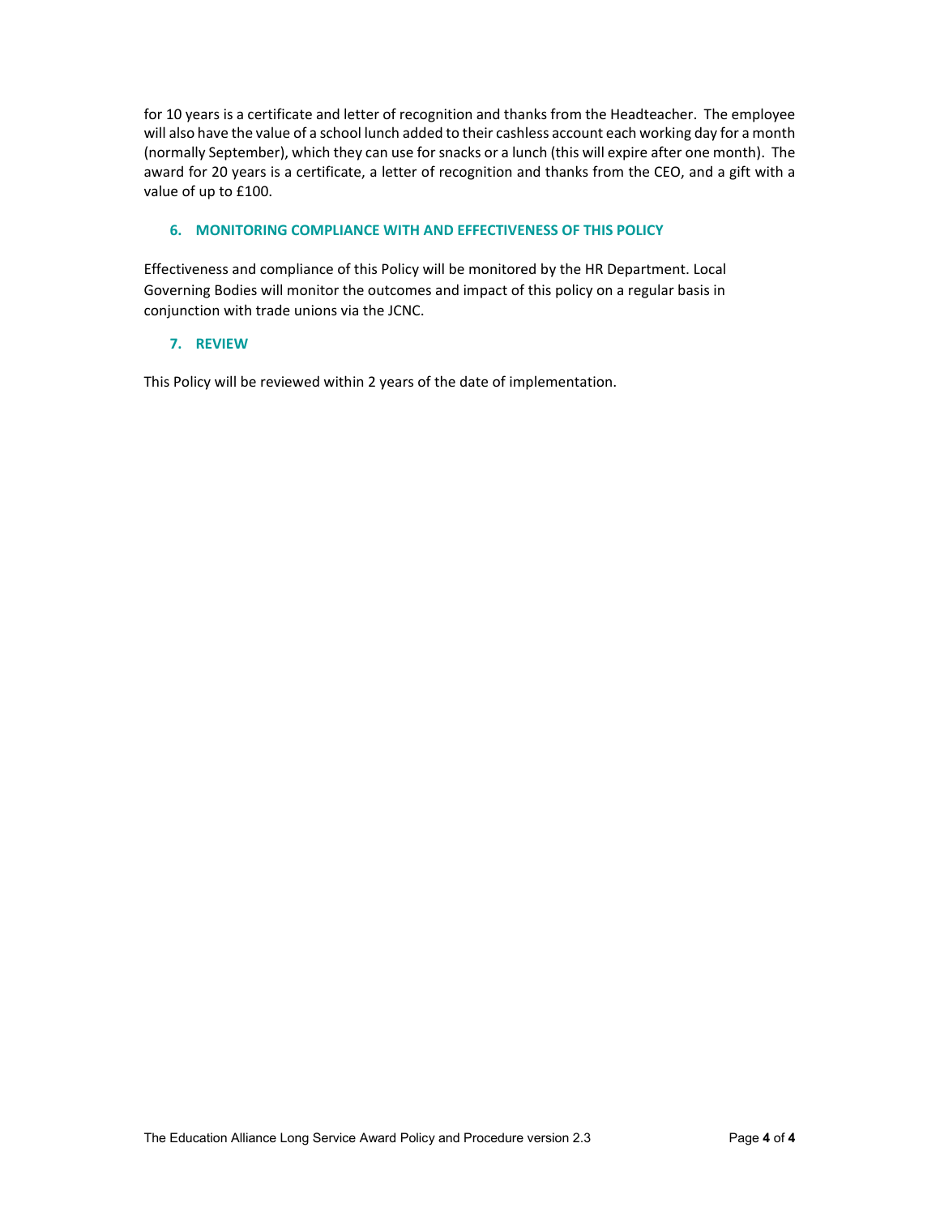for 10 years is a certificate and letter of recognition and thanks from the Headteacher. The employee will also have the value of a school lunch added to their cashless account each working day for a month (normally September), which they can use for snacks or a lunch (this will expire after one month). The award for 20 years is a certificate, a letter of recognition and thanks from the CEO, and a gift with a value of up to £100.

## 6. MONITORING COMPLIANCE WITH AND EFFECTIVENESS OF THIS POLICY

Effectiveness and compliance of this Policy will be monitored by the HR Department. Local Governing Bodies will monitor the outcomes and impact of this policy on a regular basis in conjunction with trade unions via the JCNC.

## 7. REVIEW

This Policy will be reviewed within 2 years of the date of implementation.